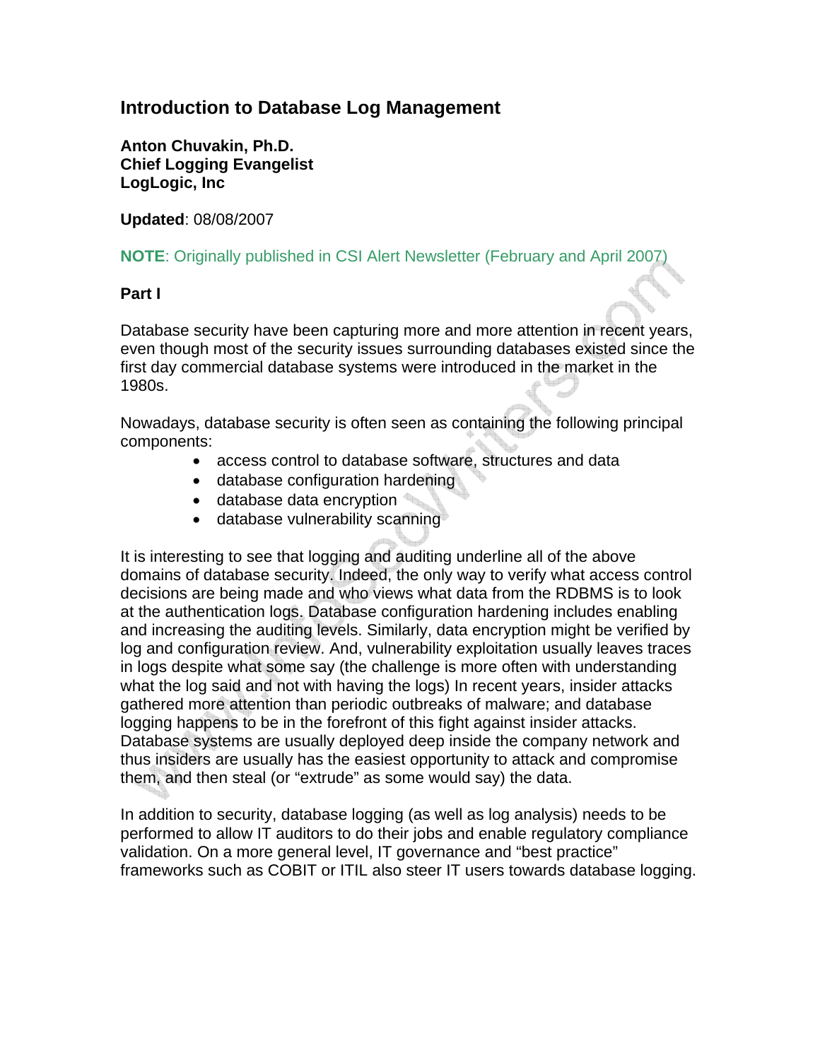# Introduction to Database Log Management

**Anton Chuvakin, Ph.D.**
**Chief Logging Evangelist**
**LogLogic, Inc**

**Updated**: 08/08/2007

**NOTE**: Originally published in CSI Alert Newsletter (February and April 2007)

**Part I**

Database security have been capturing more and more attention in recent years, even though most of the security issues surrounding databases existed since the first day commercial database systems were introduced in the market in the 1980s.

Nowadays, database security is often seen as containing the following principal components:

- access control to database software, structures and data
- database configuration hardening
- database data encryption
- database vulnerability scanning

It is interesting to see that logging and auditing underline all of the above domains of database security. Indeed, the only way to verify what access control decisions are being made and who views what data from the RDBMS is to look at the authentication logs. Database configuration hardening includes enabling and increasing the auditing levels. Similarly, data encryption might be verified by log and configuration review. And, vulnerability exploitation usually leaves traces in logs despite what some say (the challenge is more often with understanding what the log said and not with having the logs) In recent years, insider attacks gathered more attention than periodic outbreaks of malware; and database logging happens to be in the forefront of this fight against insider attacks. Database systems are usually deployed deep inside the company network and thus insiders are usually has the easiest opportunity to attack and compromise them, and then steal (or "extrude" as some would say) the data.

In addition to security, database logging (as well as log analysis) needs to be performed to allow IT auditors to do their jobs and enable regulatory compliance validation. On a more general level, IT governance and "best practice" frameworks such as COBIT or ITIL also steer IT users towards database logging.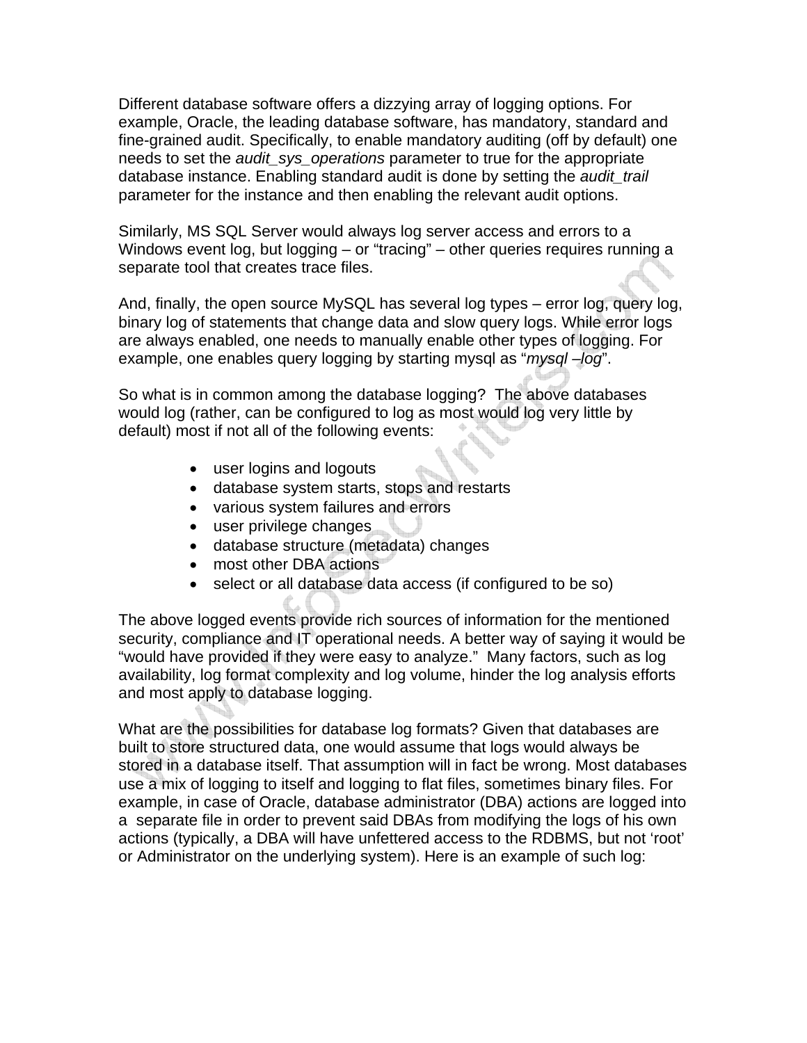Different database software offers a dizzying array of logging options. For example, Oracle, the leading database software, has mandatory, standard and fine-grained audit. Specifically, to enable mandatory auditing (off by default) one needs to set the *audit_sys_operations* parameter to true for the appropriate database instance. Enabling standard audit is done by setting the *audit_trail* parameter for the instance and then enabling the relevant audit options.

Similarly, MS SQL Server would always log server access and errors to a Windows event log, but logging – or "tracing" – other queries requires running a separate tool that creates trace files.

And, finally, the open source MySQL has several log types – error log, query log, binary log of statements that change data and slow query logs. While error logs are always enabled, one needs to manually enable other types of logging. For example, one enables query logging by starting mysql as "*mysql –log*".

So what is in common among the database logging? The above databases would log (rather, can be configured to log as most would log very little by default) most if not all of the following events:

- user logins and logouts
- database system starts, stops and restarts
- various system failures and errors
- user privilege changes
- database structure (metadata) changes
- most other DBA actions
- select or all database data access (if configured to be so)

The above logged events provide rich sources of information for the mentioned security, compliance and IT operational needs. A better way of saying it would be "would have provided if they were easy to analyze." Many factors, such as log availability, log format complexity and log volume, hinder the log analysis efforts and most apply to database logging.

What are the possibilities for database log formats? Given that databases are built to store structured data, one would assume that logs would always be stored in a database itself. That assumption will in fact be wrong. Most databases use a mix of logging to itself and logging to flat files, sometimes binary files. For example, in case of Oracle, database administrator (DBA) actions are logged into a separate file in order to prevent said DBAs from modifying the logs of his own actions (typically, a DBA will have unfettered access to the RDBMS, but not 'root' or Administrator on the underlying system). Here is an example of such log: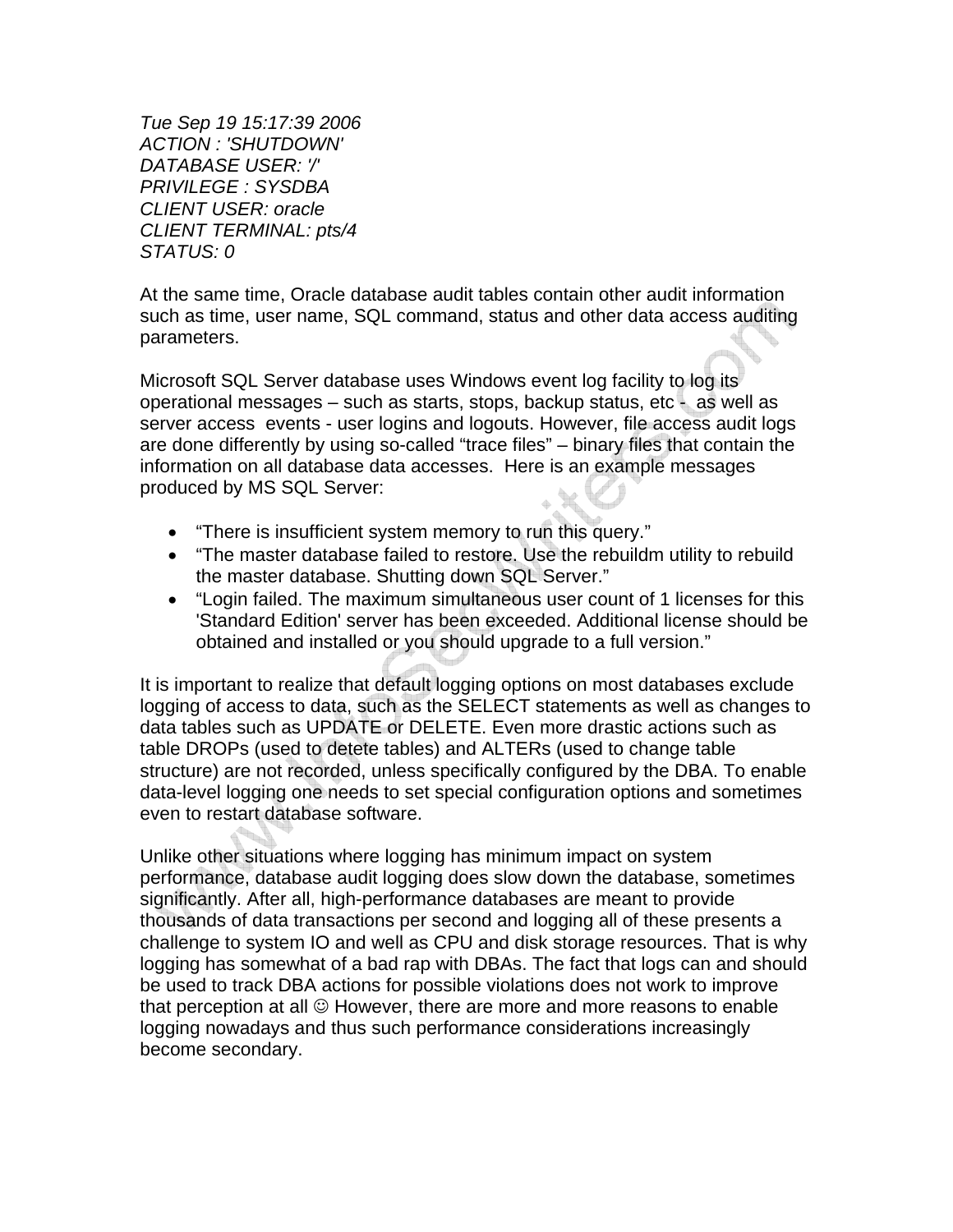*Tue Sep 19 15:17:39 2006*
*ACTION : 'SHUTDOWN'*
*DATABASE USER: '/'*
*PRIVILEGE : SYSDBA*
*CLIENT USER: oracle*
*CLIENT TERMINAL: pts/4*
*STATUS: 0*

At the same time, Oracle database audit tables contain other audit information such as time, user name, SQL command, status and other data access auditing parameters.

Microsoft SQL Server database uses Windows event log facility to log its operational messages – such as starts, stops, backup status, etc - as well as server access events - user logins and logouts. However, file access audit logs are done differently by using so-called "trace files" – binary files that contain the information on all database data accesses. Here is an example messages produced by MS SQL Server:

- "There is insufficient system memory to run this query."
- "The master database failed to restore. Use the rebuildm utility to rebuild the master database. Shutting down SQL Server."
- "Login failed. The maximum simultaneous user count of 1 licenses for this 'Standard Edition' server has been exceeded. Additional license should be obtained and installed or you should upgrade to a full version."

It is important to realize that default logging options on most databases exclude logging of access to data, such as the SELECT statements as well as changes to data tables such as UPDATE or DELETE. Even more drastic actions such as table DROPs (used to detete tables) and ALTERs (used to change table structure) are not recorded, unless specifically configured by the DBA. To enable data-level logging one needs to set special configuration options and sometimes even to restart database software.

Unlike other situations where logging has minimum impact on system performance, database audit logging does slow down the database, sometimes significantly. After all, high-performance databases are meant to provide thousands of data transactions per second and logging all of these presents a challenge to system IO and well as CPU and disk storage resources. That is why logging has somewhat of a bad rap with DBAs. The fact that logs can and should be used to track DBA actions for possible violations does not work to improve that perception at all ☺ However, there are more and more reasons to enable logging nowadays and thus such performance considerations increasingly become secondary.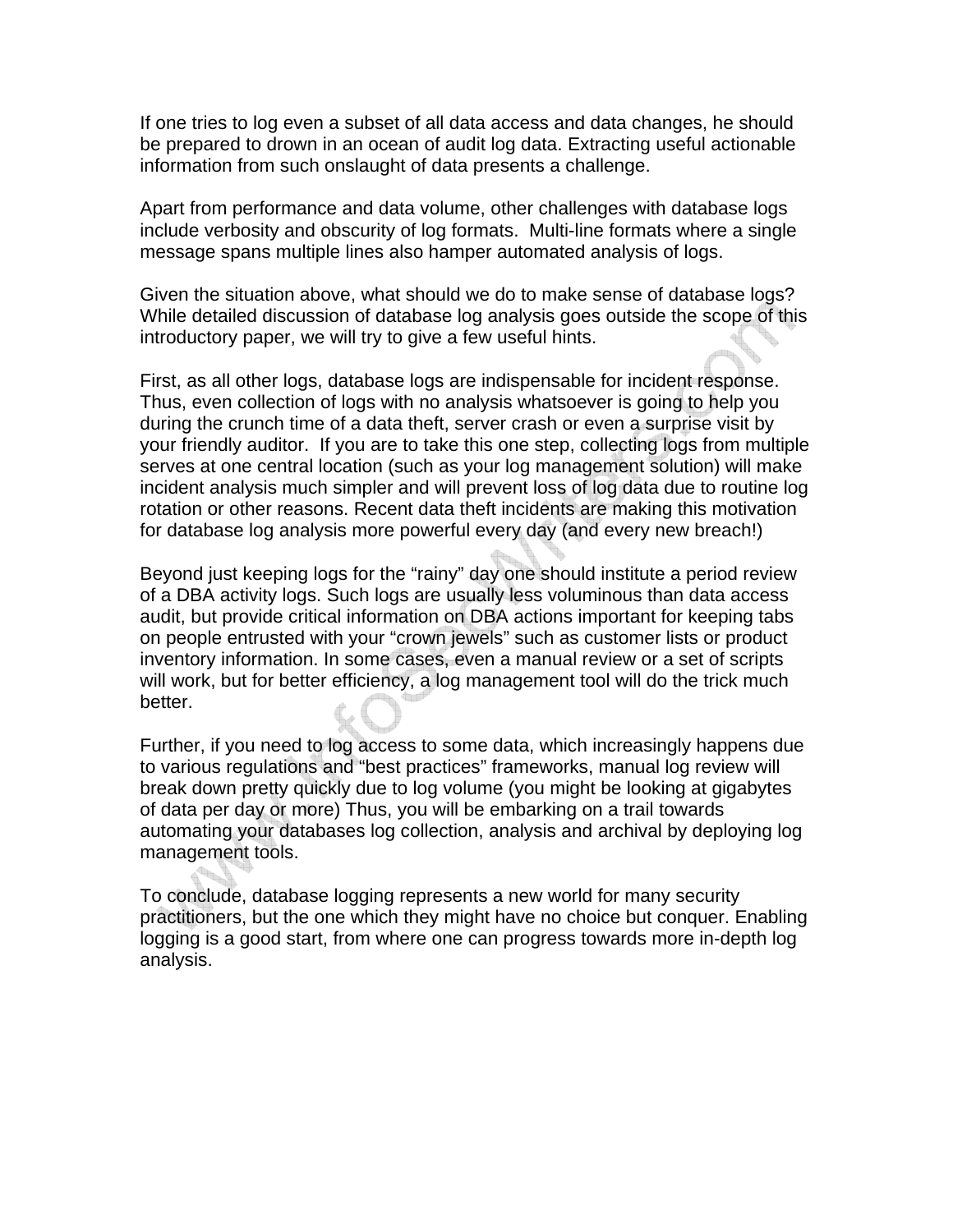If one tries to log even a subset of all data access and data changes, he should be prepared to drown in an ocean of audit log data. Extracting useful actionable information from such onslaught of data presents a challenge.

Apart from performance and data volume, other challenges with database logs include verbosity and obscurity of log formats. Multi-line formats where a single message spans multiple lines also hamper automated analysis of logs.

Given the situation above, what should we do to make sense of database logs? While detailed discussion of database log analysis goes outside the scope of this introductory paper, we will try to give a few useful hints.

First, as all other logs, database logs are indispensable for incident response. Thus, even collection of logs with no analysis whatsoever is going to help you during the crunch time of a data theft, server crash or even a surprise visit by your friendly auditor. If you are to take this one step, collecting logs from multiple serves at one central location (such as your log management solution) will make incident analysis much simpler and will prevent loss of log data due to routine log rotation or other reasons. Recent data theft incidents are making this motivation for database log analysis more powerful every day (and every new breach!)

Beyond just keeping logs for the "rainy" day one should institute a period review of a DBA activity logs. Such logs are usually less voluminous than data access audit, but provide critical information on DBA actions important for keeping tabs on people entrusted with your "crown jewels" such as customer lists or product inventory information. In some cases, even a manual review or a set of scripts will work, but for better efficiency, a log management tool will do the trick much better.

Further, if you need to log access to some data, which increasingly happens due to various regulations and "best practices" frameworks, manual log review will break down pretty quickly due to log volume (you might be looking at gigabytes of data per day or more) Thus, you will be embarking on a trail towards automating your databases log collection, analysis and archival by deploying log management tools.

To conclude, database logging represents a new world for many security practitioners, but the one which they might have no choice but conquer. Enabling logging is a good start, from where one can progress towards more in-depth log analysis.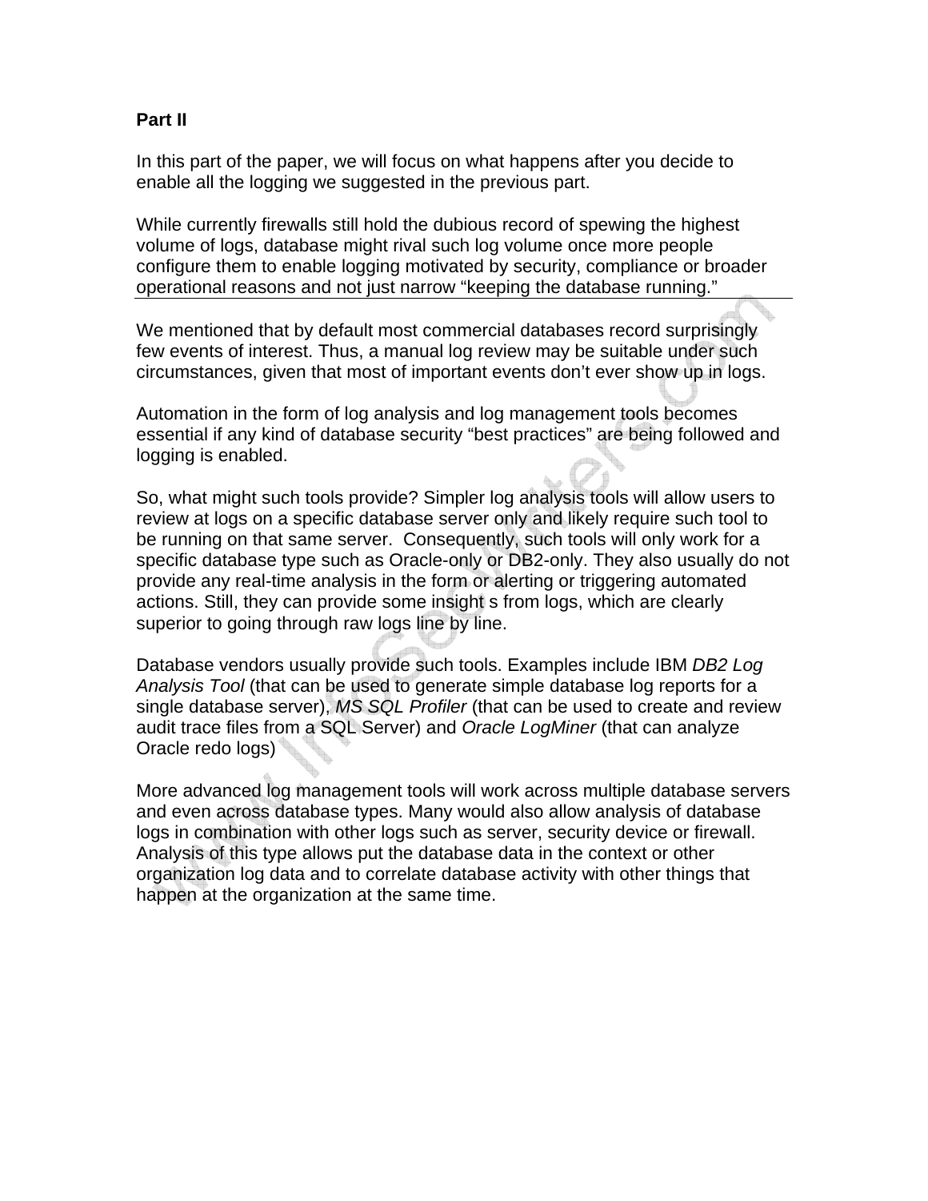**Part II**

In this part of the paper, we will focus on what happens after you decide to enable all the logging we suggested in the previous part.

While currently firewalls still hold the dubious record of spewing the highest volume of logs, database might rival such log volume once more people configure them to enable logging motivated by security, compliance or broader operational reasons and not just narrow "keeping the database running."

We mentioned that by default most commercial databases record surprisingly few events of interest. Thus, a manual log review may be suitable under such circumstances, given that most of important events don't ever show up in logs.

Automation in the form of log analysis and log management tools becomes essential if any kind of database security "best practices" are being followed and logging is enabled.

So, what might such tools provide? Simpler log analysis tools will allow users to review at logs on a specific database server only and likely require such tool to be running on that same server. Consequently, such tools will only work for a specific database type such as Oracle-only or DB2-only. They also usually do not provide any real-time analysis in the form or alerting or triggering automated actions. Still, they can provide some insight s from logs, which are clearly superior to going through raw logs line by line.

Database vendors usually provide such tools. Examples include IBM *DB2 Log Analysis Tool* (that can be used to generate simple database log reports for a single database server), *MS SQL Profiler* (that can be used to create and review audit trace files from a SQL Server) and *Oracle LogMiner* (that can analyze Oracle redo logs)

More advanced log management tools will work across multiple database servers and even across database types. Many would also allow analysis of database logs in combination with other logs such as server, security device or firewall. Analysis of this type allows put the database data in the context or other organization log data and to correlate database activity with other things that happen at the organization at the same time.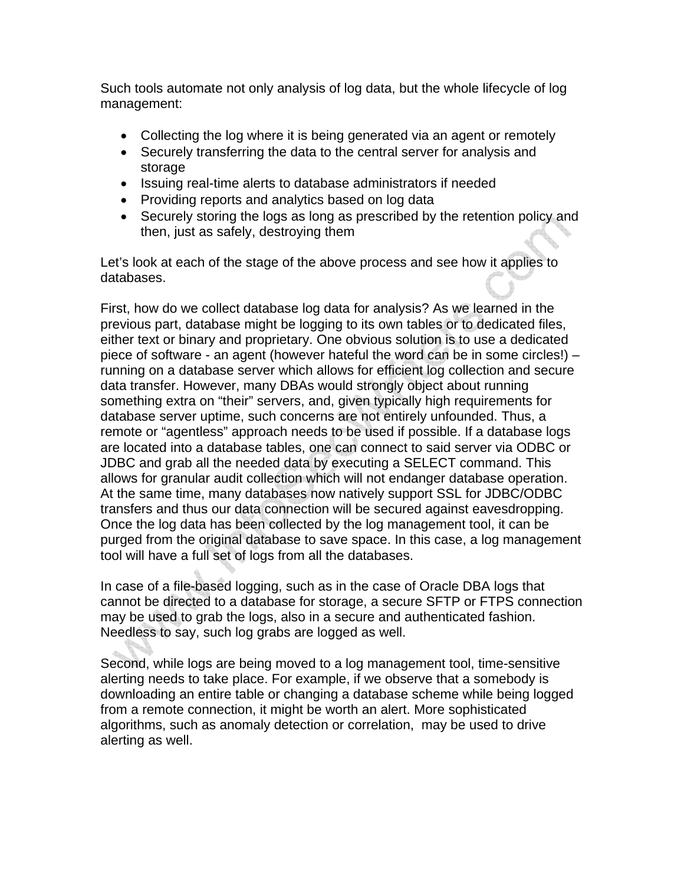Such tools automate not only analysis of log data, but the whole lifecycle of log management:

- Collecting the log where it is being generated via an agent or remotely
- Securely transferring the data to the central server for analysis and storage
- Issuing real-time alerts to database administrators if needed
- Providing reports and analytics based on log data
- Securely storing the logs as long as prescribed by the retention policy and then, just as safely, destroying them

Let's look at each of the stage of the above process and see how it applies to databases.

First, how do we collect database log data for analysis? As we learned in the previous part, database might be logging to its own tables or to dedicated files, either text or binary and proprietary. One obvious solution is to use a dedicated piece of software - an agent (however hateful the word can be in some circles!) – running on a database server which allows for efficient log collection and secure data transfer. However, many DBAs would strongly object about running something extra on "their" servers, and, given typically high requirements for database server uptime, such concerns are not entirely unfounded. Thus, a remote or "agentless" approach needs to be used if possible. If a database logs are located into a database tables, one can connect to said server via ODBC or JDBC and grab all the needed data by executing a SELECT command. This allows for granular audit collection which will not endanger database operation. At the same time, many databases now natively support SSL for JDBC/ODBC transfers and thus our data connection will be secured against eavesdropping. Once the log data has been collected by the log management tool, it can be purged from the original database to save space. In this case, a log management tool will have a full set of logs from all the databases.

In case of a file-based logging, such as in the case of Oracle DBA logs that cannot be directed to a database for storage, a secure SFTP or FTPS connection may be used to grab the logs, also in a secure and authenticated fashion. Needless to say, such log grabs are logged as well.

Second, while logs are being moved to a log management tool, time-sensitive alerting needs to take place. For example, if we observe that a somebody is downloading an entire table or changing a database scheme while being logged from a remote connection, it might be worth an alert. More sophisticated algorithms, such as anomaly detection or correlation, may be used to drive alerting as well.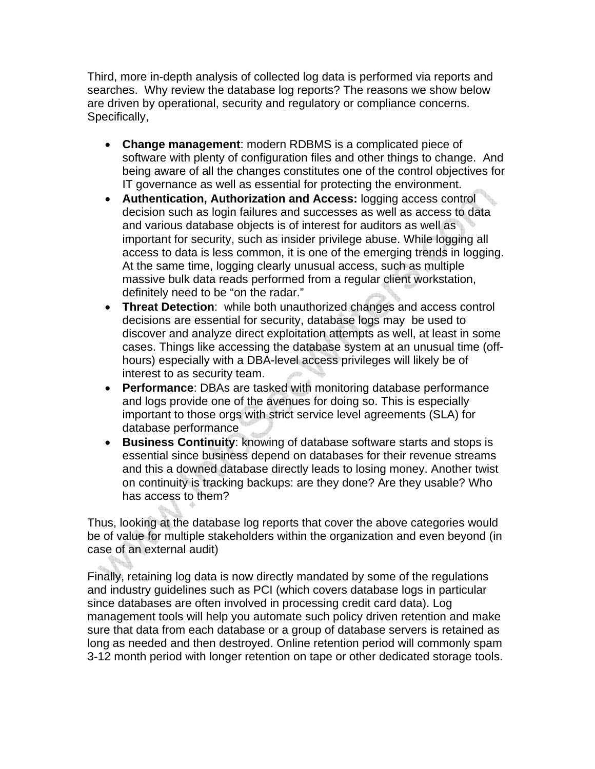Third, more in-depth analysis of collected log data is performed via reports and searches. Why review the database log reports? The reasons we show below are driven by operational, security and regulatory or compliance concerns. Specifically,

- **Change management**: modern RDBMS is a complicated piece of software with plenty of configuration files and other things to change. And being aware of all the changes constitutes one of the control objectives for IT governance as well as essential for protecting the environment.
- **Authentication, Authorization and Access:** logging access control decision such as login failures and successes as well as access to data and various database objects is of interest for auditors as well as important for security, such as insider privilege abuse. While logging all access to data is less common, it is one of the emerging trends in logging. At the same time, logging clearly unusual access, such as multiple massive bulk data reads performed from a regular client workstation, definitely need to be "on the radar."
- **Threat Detection**: while both unauthorized changes and access control decisions are essential for security, database logs may be used to discover and analyze direct exploitation attempts as well, at least in some cases. Things like accessing the database system at an unusual time (off-hours) especially with a DBA-level access privileges will likely be of interest to as security team.
- **Performance**: DBAs are tasked with monitoring database performance and logs provide one of the avenues for doing so. This is especially important to those orgs with strict service level agreements (SLA) for database performance
- **Business Continuity**: knowing of database software starts and stops is essential since business depend on databases for their revenue streams and this a downed database directly leads to losing money. Another twist on continuity is tracking backups: are they done? Are they usable? Who has access to them?

Thus, looking at the database log reports that cover the above categories would be of value for multiple stakeholders within the organization and even beyond (in case of an external audit)

Finally, retaining log data is now directly mandated by some of the regulations and industry guidelines such as PCI (which covers database logs in particular since databases are often involved in processing credit card data). Log management tools will help you automate such policy driven retention and make sure that data from each database or a group of database servers is retained as long as needed and then destroyed. Online retention period will commonly spam 3-12 month period with longer retention on tape or other dedicated storage tools.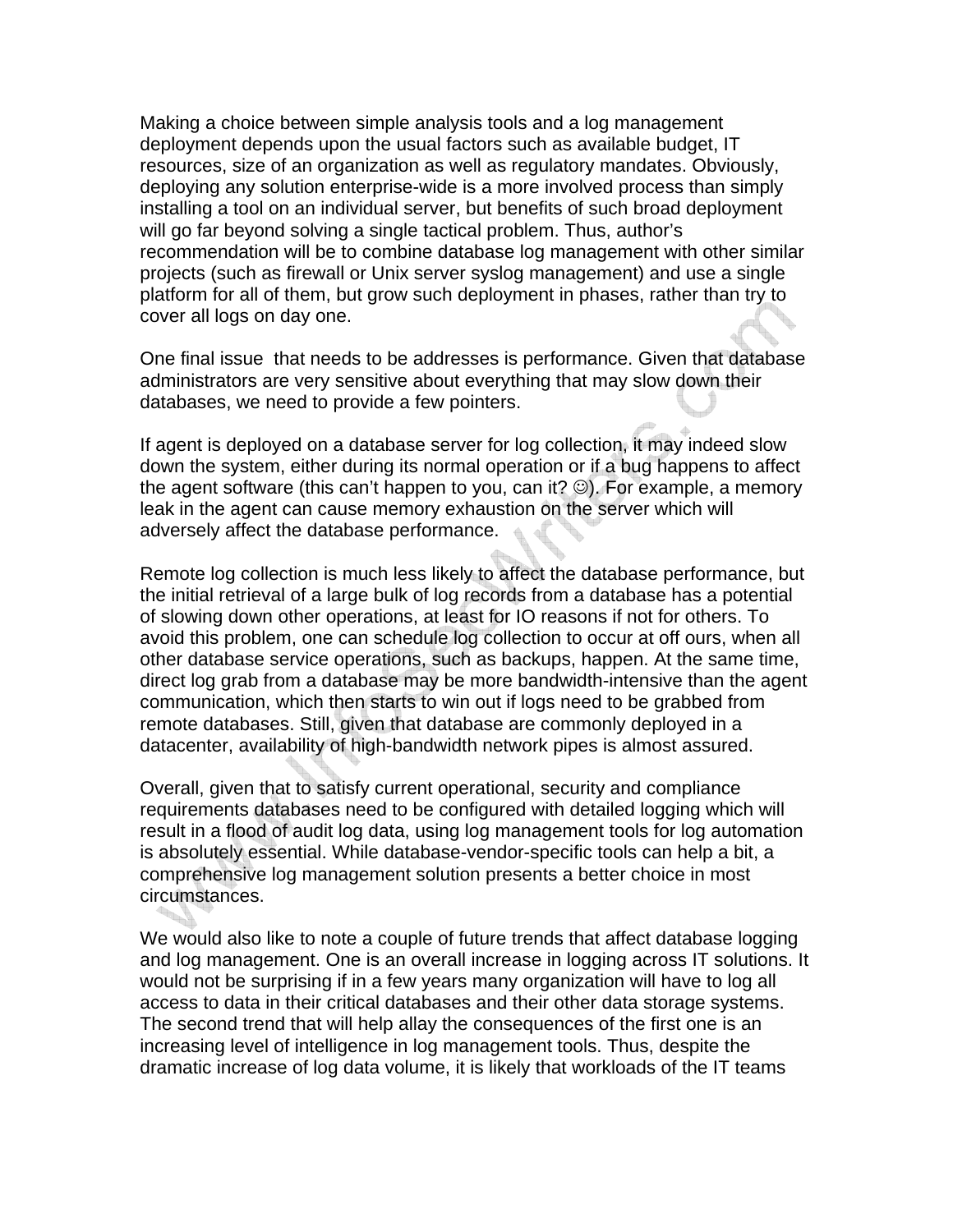Making a choice between simple analysis tools and a log management deployment depends upon the usual factors such as available budget, IT resources, size of an organization as well as regulatory mandates. Obviously, deploying any solution enterprise-wide is a more involved process than simply installing a tool on an individual server, but benefits of such broad deployment will go far beyond solving a single tactical problem. Thus, author's recommendation will be to combine database log management with other similar projects (such as firewall or Unix server syslog management) and use a single platform for all of them, but grow such deployment in phases, rather than try to cover all logs on day one.

One final issue that needs to be addresses is performance. Given that database administrators are very sensitive about everything that may slow down their databases, we need to provide a few pointers.

If agent is deployed on a database server for log collection, it may indeed slow down the system, either during its normal operation or if a bug happens to affect the agent software (this can't happen to you, can it? ☺). For example, a memory leak in the agent can cause memory exhaustion on the server which will adversely affect the database performance.

Remote log collection is much less likely to affect the database performance, but the initial retrieval of a large bulk of log records from a database has a potential of slowing down other operations, at least for IO reasons if not for others. To avoid this problem, one can schedule log collection to occur at off ours, when all other database service operations, such as backups, happen. At the same time, direct log grab from a database may be more bandwidth-intensive than the agent communication, which then starts to win out if logs need to be grabbed from remote databases. Still, given that database are commonly deployed in a datacenter, availability of high-bandwidth network pipes is almost assured.

Overall, given that to satisfy current operational, security and compliance requirements databases need to be configured with detailed logging which will result in a flood of audit log data, using log management tools for log automation is absolutely essential. While database-vendor-specific tools can help a bit, a comprehensive log management solution presents a better choice in most circumstances.

We would also like to note a couple of future trends that affect database logging and log management. One is an overall increase in logging across IT solutions. It would not be surprising if in a few years many organization will have to log all access to data in their critical databases and their other data storage systems. The second trend that will help allay the consequences of the first one is an increasing level of intelligence in log management tools. Thus, despite the dramatic increase of log data volume, it is likely that workloads of the IT teams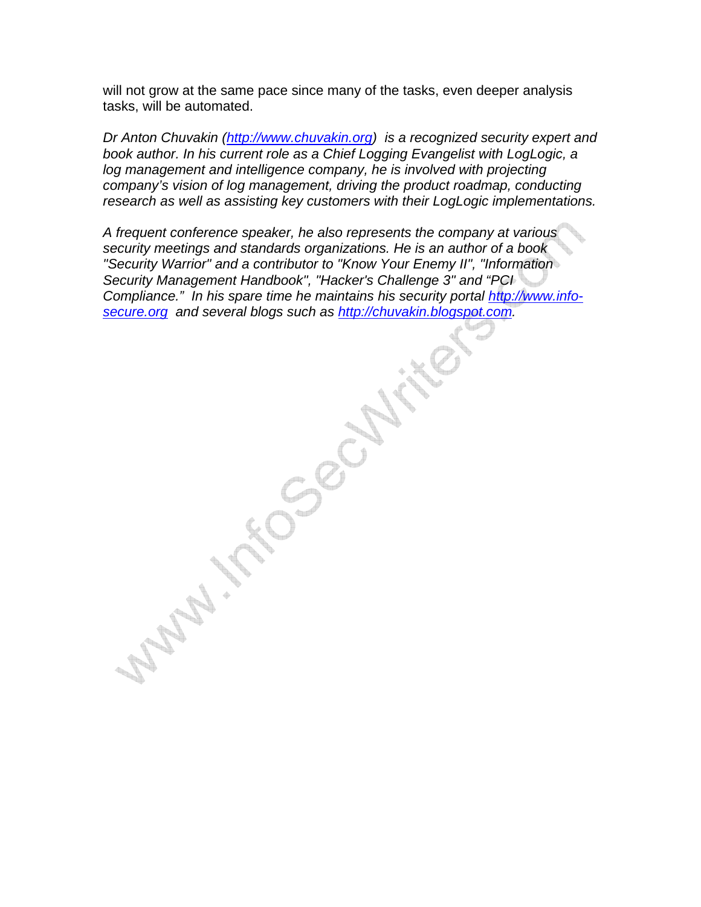will not grow at the same pace since many of the tasks, even deeper analysis tasks, will be automated.

*Dr Anton Chuvakin ([http://www.chuvakin.org](http://www.chuvakin.org)) is a recognized security expert and book author. In his current role as a Chief Logging Evangelist with LogLogic, a log management and intelligence company, he is involved with projecting company's vision of log management, driving the product roadmap, conducting research as well as assisting key customers with their LogLogic implementations.*

*A frequent conference speaker, he also represents the company at various security meetings and standards organizations. He is an author of a book "Security Warrior" and a contributor to "Know Your Enemy II", "Information Security Management Handbook", "Hacker's Challenge 3" and "PCI Compliance." In his spare time he maintains his security portal [http://www.info-secure.org](http://www.info-secure.org) and several blogs such as [http://chuvakin.blogspot.com](http://chuvakin.blogspot.com).*